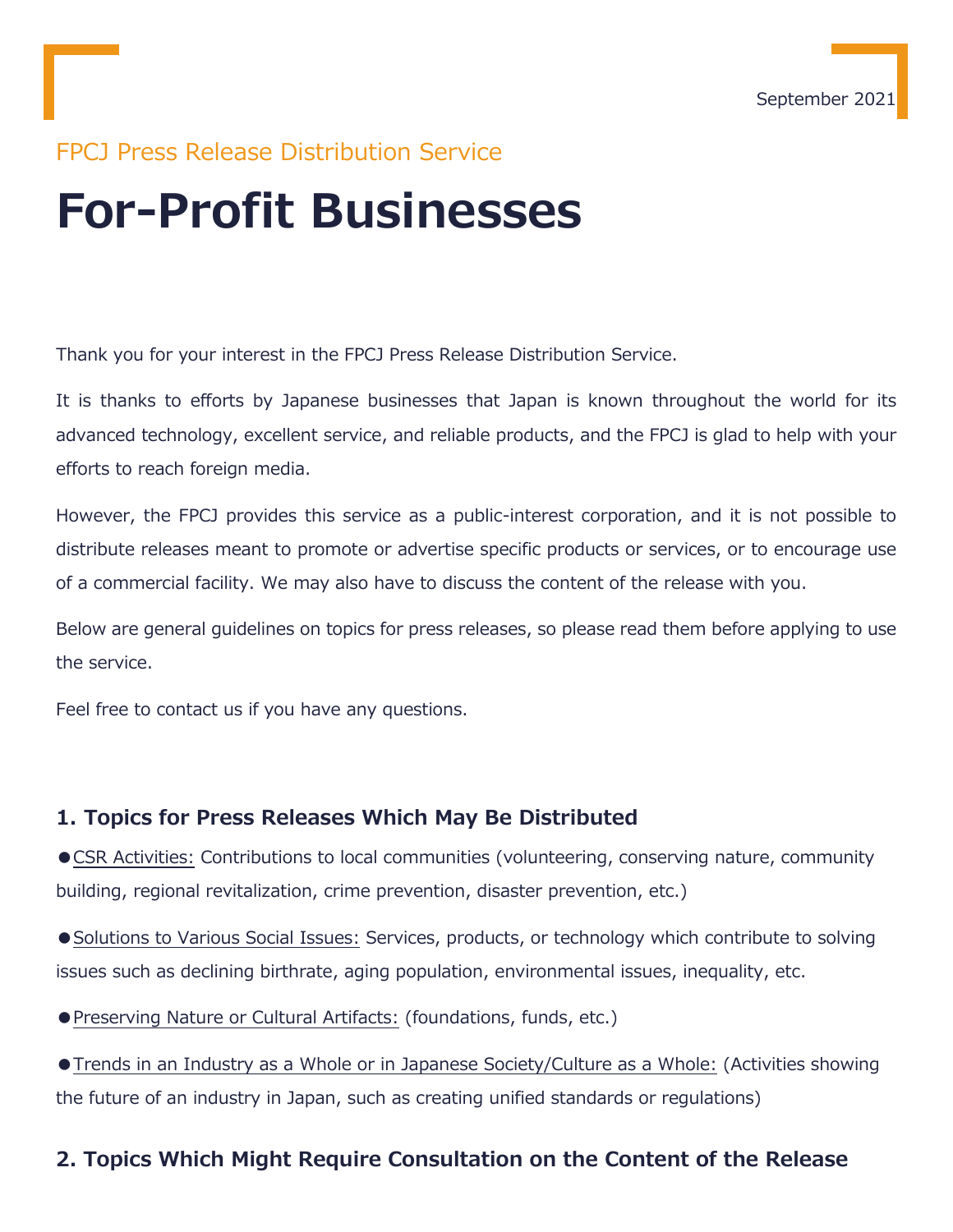September 2021

FPCJ Press Release Distribution Service

# For-Profit Businesses

Thank you for your interest in the FPCJ Press Release Distribution Service.

It is thanks to efforts by Japanese businesses that Japan is known throughout the world for its advanced technology, excellent service, and reliable products, and the FPCJ is glad to help with your efforts to reach foreign media.

However, the FPCJ provides this service as a public-interest corporation, and it is not possible to distribute releases meant to promote or advertise specific products or services, or to encourage use of a commercial facility. We may also have to discuss the content of the release with you.

Below are general guidelines on topics for press releases, so please read them before applying to use the service.

Feel free to contact us if you have any questions.

## 1. Topics for Press Releases Which May Be Distributed

●CSR Activities: Contributions to local communities (volunteering, conserving nature, community building, regional revitalization, crime prevention, disaster prevention, etc.)

●Solutions to Various Social Issues: Services, products, or technology which contribute to solving issues such as declining birthrate, aging population, environmental issues, inequality, etc.

●Preserving Nature or Cultural Artifacts: (foundations, funds, etc.)

●Trends in an Industry as a Whole or in Japanese Society/Culture as a Whole: (Activities showing the future of an industry in Japan, such as creating unified standards or regulations)

## 2. Topics Which Might Require Consultation on the Content of the Release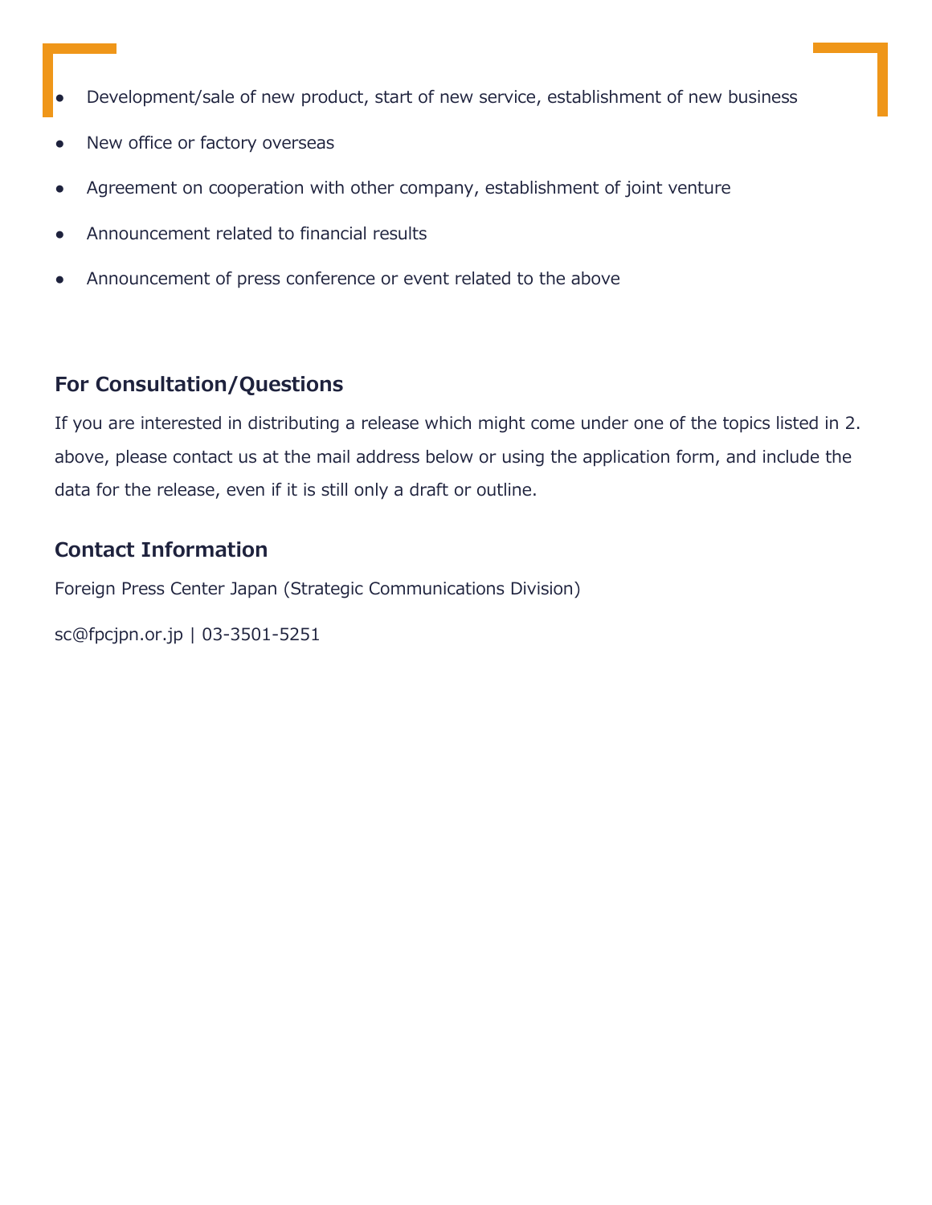- Development/sale of new product, start of new service, establishment of new business
- New office or factory overseas
- Agreement on cooperation with other company, establishment of joint venture
- Announcement related to financial results
- Announcement of press conference or event related to the above

## For Consultation/Questions

If you are interested in distributing a release which might come under one of the topics listed in 2. above, please contact us at the mail address below or using the application form, and include the data for the release, even if it is still only a draft or outline.

## Contact Information

Foreign Press Center Japan (Strategic Communications Division)

sc@fpcjpn.or.jp | 03-3501-5251